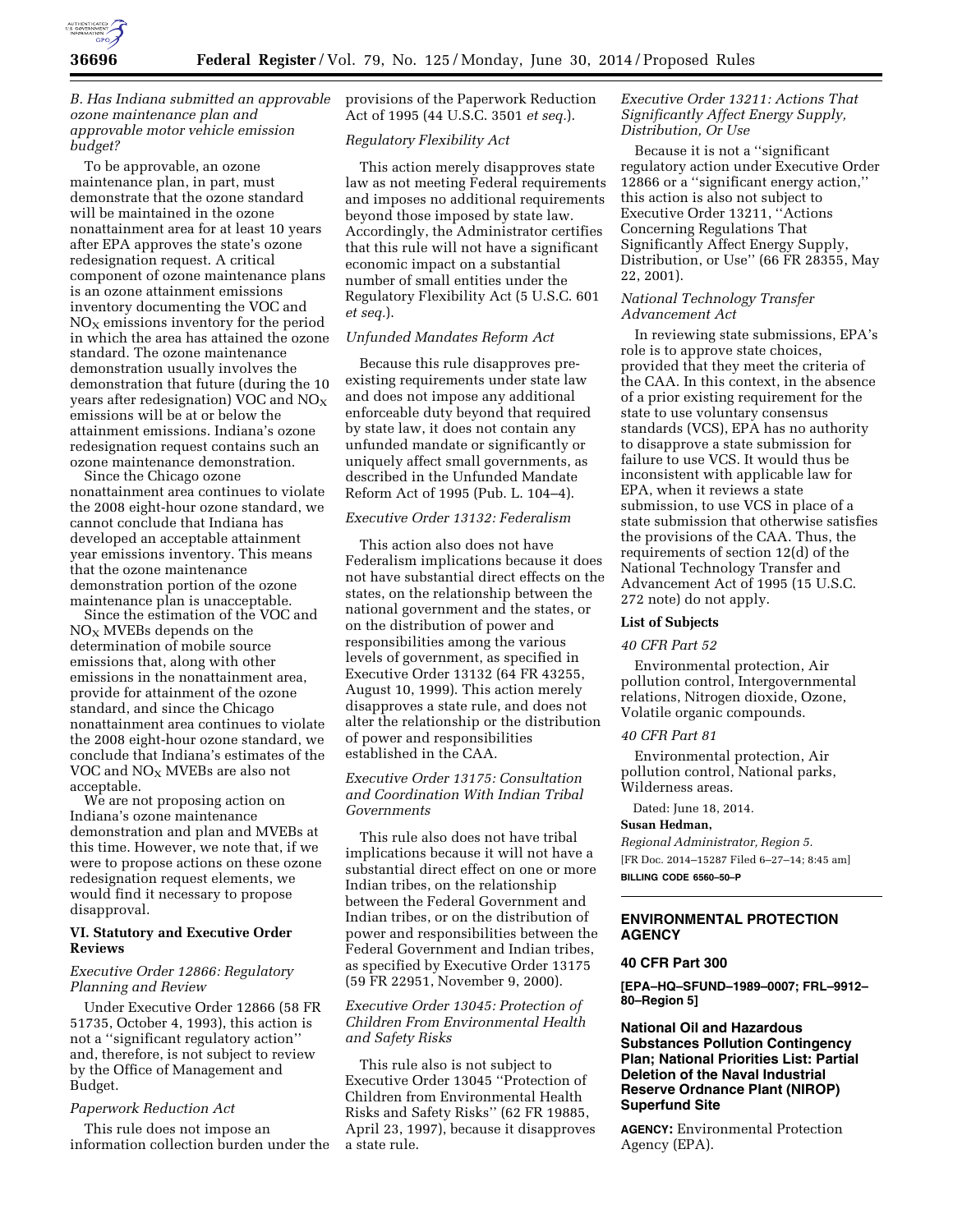### B. Has Indiana submitted an approvable ozone maintenance plan and approvable motor vehicle emission budget?

To be approvable, an ozone maintenance plan, in part, must demonstrate that the ozone standard will be maintained in the ozone nonattainment area for at least 10 years after EPA approves the state's ozone redesignation request. A critical component of ozone maintenance plans is an ozone attainment emissions inventory documenting the VOC and $NO_X$ emissions inventory for the period in which the area has attained the ozone standard. The ozone maintenance demonstration usually involves the demonstration that future (during the 10 years after redesignation) VOC and $NO_X$ emissions will be at or below the attainment emissions. Indiana's ozone redesignation request contains such an ozone maintenance demonstration.

Since the Chicago ozone nonattainment area continues to violate the 2008 eight-hour ozone standard, we cannot conclude that Indiana has developed an acceptable attainment year emissions inventory. This means that the ozone maintenance demonstration portion of the ozone maintenance plan is unacceptable.

Since the estimation of the VOC and $NO_X$ MVEBs depends on the determination of mobile source emissions that, along with other emissions in the nonattainment area, provide for attainment of the ozone standard, and since the Chicago nonattainment area continues to violate the 2008 eight-hour ozone standard, we conclude that Indiana's estimates of the VOC and $NO_X$ MVEBs are also not acceptable.

We are not proposing action on Indiana's ozone maintenance demonstration and plan and MVEBs at this time. However, we note that, if we were to propose actions on these ozone redesignation request elements, we would find it necessary to propose disapproval.

## VI. Statutory and Executive Order Reviews

### Executive Order 12866: Regulatory Planning and Review

Under Executive Order 12866 (58 FR 51735, October 4, 1993), this action is not a "significant regulatory action" and, therefore, is not subject to review by the Office of Management and Budget.

### Paperwork Reduction Act

This rule does not impose an information collection burden under the provisions of the Paperwork Reduction Act of 1995 (44 U.S.C. 3501 *et seq.*).

### Regulatory Flexibility Act

This action merely disapproves state law as not meeting Federal requirements and imposes no additional requirements beyond those imposed by state law. Accordingly, the Administrator certifies that this rule will not have a significant economic impact on a substantial number of small entities under the Regulatory Flexibility Act (5 U.S.C. 601 *et seq.*).

### Unfunded Mandates Reform Act

Because this rule disapproves pre-existing requirements under state law and does not impose any additional enforceable duty beyond that required by state law, it does not contain any unfunded mandate or significantly or uniquely affect small governments, as described in the Unfunded Mandate Reform Act of 1995 (Pub. L. 104–4).

### Executive Order 13132: Federalism

This action also does not have Federalism implications because it does not have substantial direct effects on the states, on the relationship between the national government and the states, or on the distribution of power and responsibilities among the various levels of government, as specified in Executive Order 13132 (64 FR 43255, August 10, 1999). This action merely disapproves a state rule, and does not alter the relationship or the distribution of power and responsibilities established in the CAA.

### Executive Order 13175: Consultation and Coordination With Indian Tribal Governments

This rule also does not have tribal implications because it will not have a substantial direct effect on one or more Indian tribes, on the relationship between the Federal Government and Indian tribes, or on the distribution of power and responsibilities between the Federal Government and Indian tribes, as specified by Executive Order 13175 (59 FR 22951, November 9, 2000).

### Executive Order 13045: Protection of Children From Environmental Health and Safety Risks

This rule also is not subject to Executive Order 13045 "Protection of Children from Environmental Health Risks and Safety Risks" (62 FR 19885, April 23, 1997), because it disapproves a state rule.

### Executive Order 13211: Actions That Significantly Affect Energy Supply, Distribution, Or Use

Because it is not a "significant regulatory action under Executive Order 12866 or a "significant energy action," this action is also not subject to Executive Order 13211, "Actions Concerning Regulations That Significantly Affect Energy Supply, Distribution, or Use" (66 FR 28355, May 22, 2001).

### National Technology Transfer Advancement Act

In reviewing state submissions, EPA's role is to approve state choices, provided that they meet the criteria of the CAA. In this context, in the absence of a prior existing requirement for the state to use voluntary consensus standards (VCS), EPA has no authority to disapprove a state submission for failure to use VCS. It would thus be inconsistent with applicable law for EPA, when it reviews a state submission, to use VCS in place of a state submission that otherwise satisfies the provisions of the CAA. Thus, the requirements of section 12(d) of the National Technology Transfer and Advancement Act of 1995 (15 U.S.C. 272 note) do not apply.

**List of Subjects**

*40 CFR Part 52*

Environmental protection, Air pollution control, Intergovernmental relations, Nitrogen dioxide, Ozone, Volatile organic compounds.

*40 CFR Part 81*

Environmental protection, Air pollution control, National parks, Wilderness areas.

Dated: June 18, 2014.

**Susan Hedman,**

*Regional Administrator, Region 5.*

[FR Doc. 2014–15287 Filed 6–27–14; 8:45 am]

**BILLING CODE 6560–50–P**

---

## ENVIRONMENTAL PROTECTION AGENCY

### 40 CFR Part 300

**[EPA–HQ–SFUND–1989–0007; FRL–9912–80–Region 5]**

### National Oil and Hazardous Substances Pollution Contingency Plan; National Priorities List: Partial Deletion of the Naval Industrial Reserve Ordnance Plant (NIROP) Superfund Site

**AGENCY:** Environmental Protection Agency (EPA).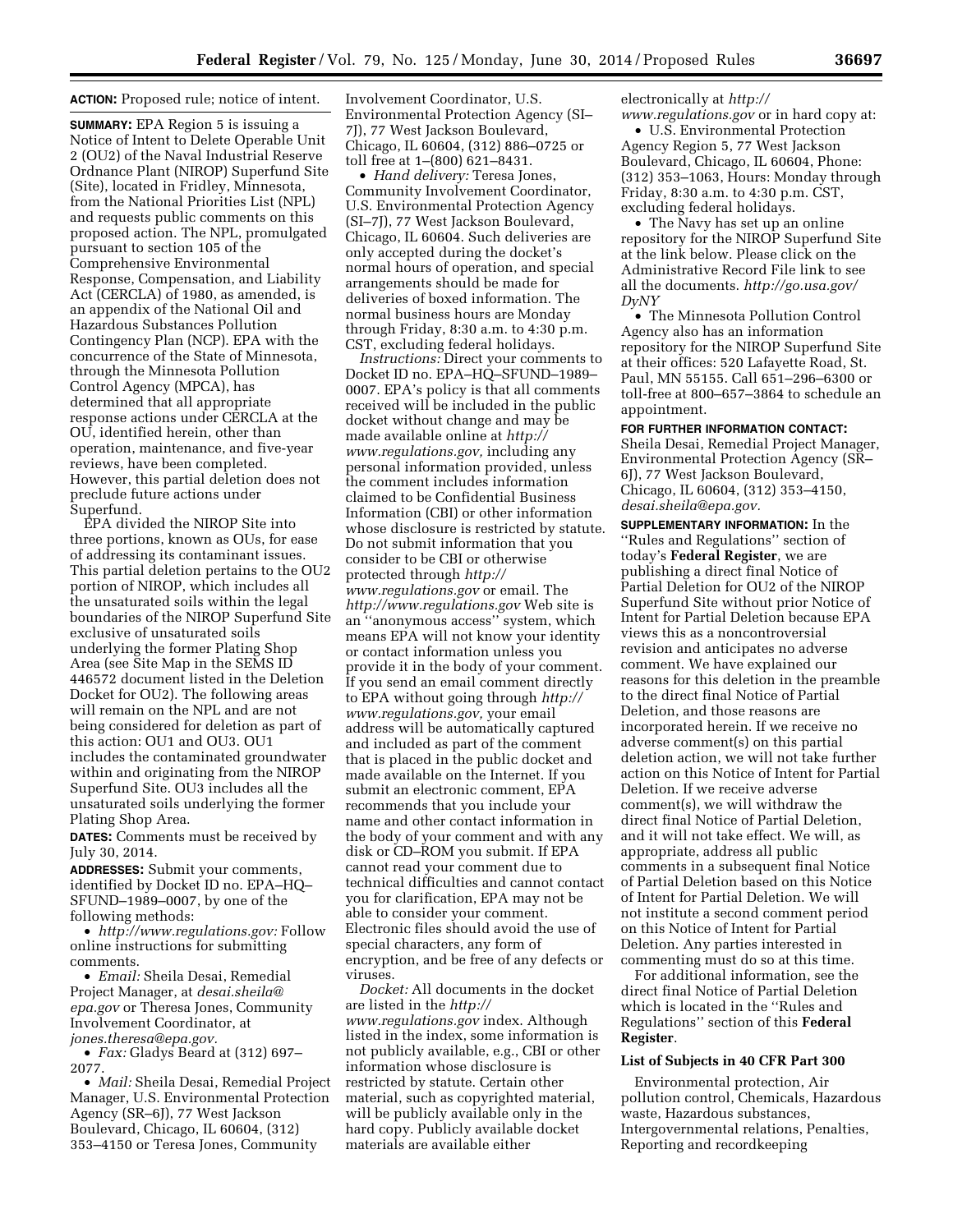**ACTION:** Proposed rule; notice of intent.

**SUMMARY:** EPA Region 5 is issuing a Notice of Intent to Delete Operable Unit 2 (OU2) of the Naval Industrial Reserve Ordnance Plant (NIROP) Superfund Site (Site), located in Fridley, Minnesota, from the National Priorities List (NPL) and requests public comments on this proposed action. The NPL, promulgated pursuant to section 105 of the Comprehensive Environmental Response, Compensation, and Liability Act (CERCLA) of 1980, as amended, is an appendix of the National Oil and Hazardous Substances Pollution Contingency Plan (NCP). EPA with the concurrence of the State of Minnesota, through the Minnesota Pollution Control Agency (MPCA), has determined that all appropriate response actions under CERCLA at the OU, identified herein, other than operation, maintenance, and five-year reviews, have been completed. However, this partial deletion does not preclude future actions under Superfund.

EPA divided the NIROP Site into three portions, known as OUs, for ease of addressing its contaminant issues. This partial deletion pertains to the OU2 portion of NIROP, which includes all the unsaturated soils within the legal boundaries of the NIROP Superfund Site exclusive of unsaturated soils underlying the former Plating Shop Area (see Site Map in the SEMS ID 446572 document listed in the Deletion Docket for OU2). The following areas will remain on the NPL and are not being considered for deletion as part of this action: OU1 and OU3. OU1 includes the contaminated groundwater within and originating from the NIROP Superfund Site. OU3 includes all the unsaturated soils underlying the former Plating Shop Area.

**DATES:** Comments must be received by July 30, 2014.

**ADDRESSES:** Submit your comments, identified by Docket ID no. EPA–HQ–SFUND–1989–0007, by one of the following methods:

- *http://www.regulations.gov:* Follow online instructions for submitting comments.
- *Email:* Sheila Desai, Remedial Project Manager, at *desai.sheila@epa.gov* or Theresa Jones, Community Involvement Coordinator, at *jones.theresa@epa.gov.*
- *Fax:* Gladys Beard at (312) 697–2077.
- *Mail:* Sheila Desai, Remedial Project Manager, U.S. Environmental Protection Agency (SR–6J), 77 West Jackson Boulevard, Chicago, IL 60604, (312) 353–4150 or Teresa Jones, Community Involvement Coordinator, U.S. Environmental Protection Agency (SI–7J), 77 West Jackson Boulevard, Chicago, IL 60604, (312) 886–0725 or toll free at 1–(800) 621–8431.
- *Hand delivery:* Teresa Jones, Community Involvement Coordinator, U.S. Environmental Protection Agency (SI–7J), 77 West Jackson Boulevard, Chicago, IL 60604. Such deliveries are only accepted during the docket's normal hours of operation, and special arrangements should be made for deliveries of boxed information. The normal business hours are Monday through Friday, 8:30 a.m. to 4:30 p.m. CST, excluding federal holidays.

*Instructions:* Direct your comments to Docket ID no. EPA–HQ–SFUND–1989–0007. EPA's policy is that all comments received will be included in the public docket without change and may be made available online at *http://www.regulations.gov,* including any personal information provided, unless the comment includes information claimed to be Confidential Business Information (CBI) or other information whose disclosure is restricted by statute. Do not submit information that you consider to be CBI or otherwise protected through *http://www.regulations.gov* or email. The *http://www.regulations.gov* Web site is an ''anonymous access'' system, which means EPA will not know your identity or contact information unless you provide it in the body of your comment. If you send an email comment directly to EPA without going through *http://www.regulations.gov,* your email address will be automatically captured and included as part of the comment that is placed in the public docket and made available on the Internet. If you submit an electronic comment, EPA recommends that you include your name and other contact information in the body of your comment and with any disk or CD–ROM you submit. If EPA cannot read your comment due to technical difficulties and cannot contact you for clarification, EPA may not be able to consider your comment. Electronic files should avoid the use of special characters, any form of encryption, and be free of any defects or viruses.

*Docket:* All documents in the docket are listed in the *http://www.regulations.gov* index. Although listed in the index, some information is not publicly available, e.g., CBI or other information whose disclosure is restricted by statute. Certain other material, such as copyrighted material, will be publicly available only in the hard copy. Publicly available docket materials are available either electronically at *http://www.regulations.gov* or in hard copy at:

- U.S. Environmental Protection Agency Region 5, 77 West Jackson Boulevard, Chicago, IL 60604, Phone: (312) 353–1063, Hours: Monday through Friday, 8:30 a.m. to 4:30 p.m. CST, excluding federal holidays.
- The Navy has set up an online repository for the NIROP Superfund Site at the link below. Please click on the Administrative Record File link to see all the documents. *http://go.usa.gov/DyNY*
- The Minnesota Pollution Control Agency also has an information repository for the NIROP Superfund Site at their offices: 520 Lafayette Road, St. Paul, MN 55155. Call 651–296–6300 or toll-free at 800–657–3864 to schedule an appointment.

**FOR FURTHER INFORMATION CONTACT:** Sheila Desai, Remedial Project Manager, Environmental Protection Agency (SR–6J), 77 West Jackson Boulevard, Chicago, IL 60604, (312) 353–4150, *desai.sheila@epa.gov.*

**SUPPLEMENTARY INFORMATION:** In the ''Rules and Regulations'' section of today's **Federal Register**, we are publishing a direct final Notice of Partial Deletion for OU2 of the NIROP Superfund Site without prior Notice of Intent for Partial Deletion because EPA views this as a noncontroversial revision and anticipates no adverse comment. We have explained our reasons for this deletion in the preamble to the direct final Notice of Partial Deletion, and those reasons are incorporated herein. If we receive no adverse comment(s) on this partial deletion action, we will not take further action on this Notice of Intent for Partial Deletion. If we receive adverse comment(s), we will withdraw the direct final Notice of Partial Deletion, and it will not take effect. We will, as appropriate, address all public comments in a subsequent final Notice of Partial Deletion based on this Notice of Intent for Partial Deletion. We will not institute a second comment period on this Notice of Intent for Partial Deletion. Any parties interested in commenting must do so at this time.

For additional information, see the direct final Notice of Partial Deletion which is located in the ''Rules and Regulations'' section of this **Federal Register**.

### List of Subjects in 40 CFR Part 300

Environmental protection, Air pollution control, Chemicals, Hazardous waste, Hazardous substances, Intergovernmental relations, Penalties, Reporting and recordkeeping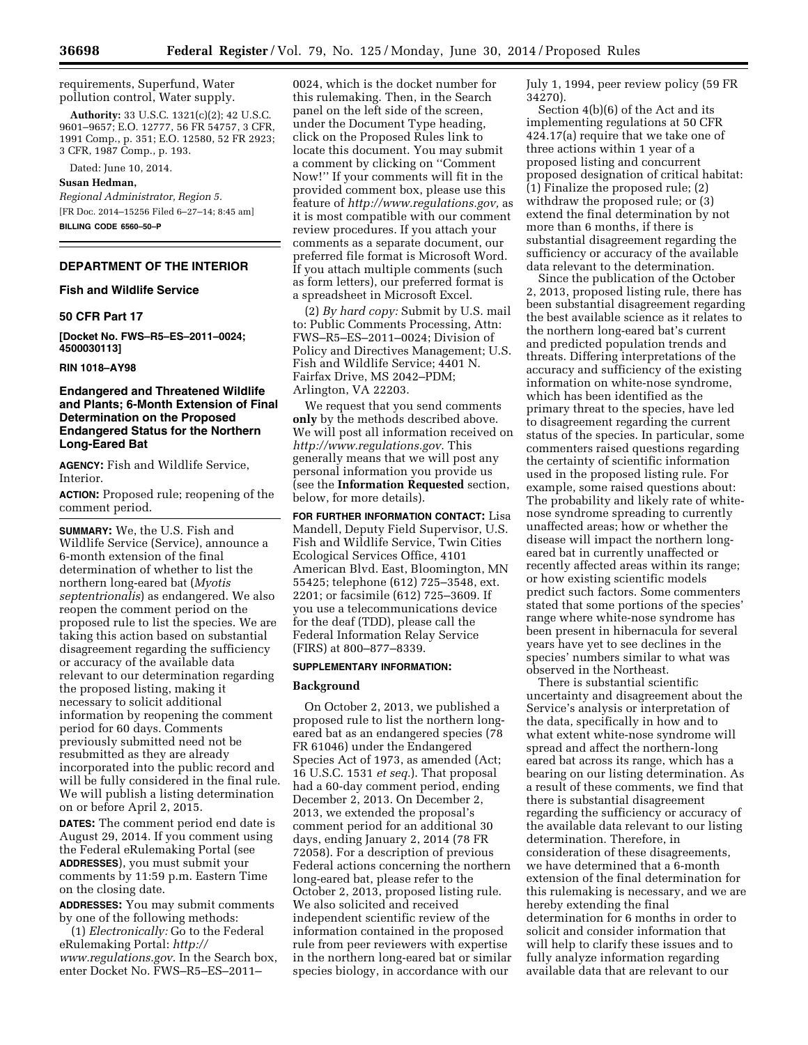requirements, Superfund, Water pollution control, Water supply.

**Authority:** 33 U.S.C. 1321(c)(2); 42 U.S.C. 9601–9657; E.O. 12777, 56 FR 54757, 3 CFR, 1991 Comp., p. 351; E.O. 12580, 52 FR 2923; 3 CFR, 1987 Comp., p. 193.

Dated: June 10, 2014.

**Susan Hedman,**

*Regional Administrator, Region 5.*

[FR Doc. 2014–15256 Filed 6–27–14; 8:45 am]

**BILLING CODE 6560–50–P**

---

## DEPARTMENT OF THE INTERIOR

### Fish and Wildlife Service

### 50 CFR Part 17

**[Docket No. FWS–R5–ES–2011–0024; 4500030113]**

**RIN 1018–AY98**

### Endangered and Threatened Wildlife and Plants; 6-Month Extension of Final Determination on the Proposed Endangered Status for the Northern Long-Eared Bat

**AGENCY:** Fish and Wildlife Service, Interior.

**ACTION:** Proposed rule; reopening of the comment period.

**SUMMARY:** We, the U.S. Fish and Wildlife Service (Service), announce a 6-month extension of the final determination of whether to list the northern long-eared bat (*Myotis septentrionalis*) as endangered. We also reopen the comment period on the proposed rule to list the species. We are taking this action based on substantial disagreement regarding the sufficiency or accuracy of the available data relevant to our determination regarding the proposed listing, making it necessary to solicit additional information by reopening the comment period for 60 days. Comments previously submitted need not be resubmitted as they are already incorporated into the public record and will be fully considered in the final rule. We will publish a listing determination on or before April 2, 2015.

**DATES:** The comment period end date is August 29, 2014. If you comment using the Federal eRulemaking Portal (see **ADDRESSES**), you must submit your comments by 11:59 p.m. Eastern Time on the closing date.

**ADDRESSES:** You may submit comments by one of the following methods:

(1) *Electronically:* Go to the Federal eRulemaking Portal: *http://www.regulations.gov*. In the Search box, enter Docket No. FWS–R5–ES–2011–0024, which is the docket number for this rulemaking. Then, in the Search panel on the left side of the screen, under the Document Type heading, click on the Proposed Rules link to locate this document. You may submit a comment by clicking on "Comment Now!" If your comments will fit in the provided comment box, please use this feature of *http://www.regulations.gov,* as it is most compatible with our comment review procedures. If you attach your comments as a separate document, our preferred file format is Microsoft Word. If you attach multiple comments (such as form letters), our preferred format is a spreadsheet in Microsoft Excel.

(2) *By hard copy:* Submit by U.S. mail to: Public Comments Processing, Attn: FWS–R5–ES–2011–0024; Division of Policy and Directives Management; U.S. Fish and Wildlife Service; 4401 N. Fairfax Drive, MS 2042–PDM; Arlington, VA 22203.

We request that you send comments **only** by the methods described above. We will post all information received on *http://www.regulations.gov*. This generally means that we will post any personal information you provide us (see the **Information Requested** section, below, for more details).

**FOR FURTHER INFORMATION CONTACT:** Lisa Mandell, Deputy Field Supervisor, U.S. Fish and Wildlife Service, Twin Cities Ecological Services Office, 4101 American Blvd. East, Bloomington, MN 55425; telephone (612) 725–3548, ext. 2201; or facsimile (612) 725–3609. If you use a telecommunications device for the deaf (TDD), please call the Federal Information Relay Service (FIRS) at 800–877–8339.

**SUPPLEMENTARY INFORMATION:**

#### Background

On October 2, 2013, we published a proposed rule to list the northern long-eared bat as an endangered species (78 FR 61046) under the Endangered Species Act of 1973, as amended (Act; 16 U.S.C. 1531 *et seq.*). That proposal had a 60-day comment period, ending December 2, 2013. On December 2, 2013, we extended the proposal's comment period for an additional 30 days, ending January 2, 2014 (78 FR 72058). For a description of previous Federal actions concerning the northern long-eared bat, please refer to the October 2, 2013, proposed listing rule. We also solicited and received independent scientific review of the information contained in the proposed rule from peer reviewers with expertise in the northern long-eared bat or similar species biology, in accordance with our July 1, 1994, peer review policy (59 FR 34270).

Section 4(b)(6) of the Act and its implementing regulations at 50 CFR 424.17(a) require that we take one of three actions within 1 year of a proposed listing and concurrent proposed designation of critical habitat: (1) Finalize the proposed rule; (2) withdraw the proposed rule; or (3) extend the final determination by not more than 6 months, if there is substantial disagreement regarding the sufficiency or accuracy of the available data relevant to the determination.

Since the publication of the October 2, 2013, proposed listing rule, there has been substantial disagreement regarding the best available science as it relates to the northern long-eared bat's current and predicted population trends and threats. Differing interpretations of the accuracy and sufficiency of the existing information on white-nose syndrome, which has been identified as the primary threat to the species, have led to disagreement regarding the current status of the species. In particular, some commenters raised questions regarding the certainty of scientific information used in the proposed listing rule. For example, some raised questions about: The probability and likely rate of white-nose syndrome spreading to currently unaffected areas; how or whether the disease will impact the northern long-eared bat in currently unaffected or recently affected areas within its range; or how existing scientific models predict such factors. Some commenters stated that some portions of the species' range where white-nose syndrome has been present in hibernacula for several years have yet to see declines in the species' numbers similar to what was observed in the Northeast.

There is substantial scientific uncertainty and disagreement about the Service's analysis or interpretation of the data, specifically in how and to what extent white-nose syndrome will spread and affect the northern-long eared bat across its range, which has a bearing on our listing determination. As a result of these comments, we find that there is substantial disagreement regarding the sufficiency or accuracy of the available data relevant to our listing determination. Therefore, in consideration of these disagreements, we have determined that a 6-month extension of the final determination for this rulemaking is necessary, and we are hereby extending the final determination for 6 months in order to solicit and consider information that will help to clarify these issues and to fully analyze information regarding available data that are relevant to our